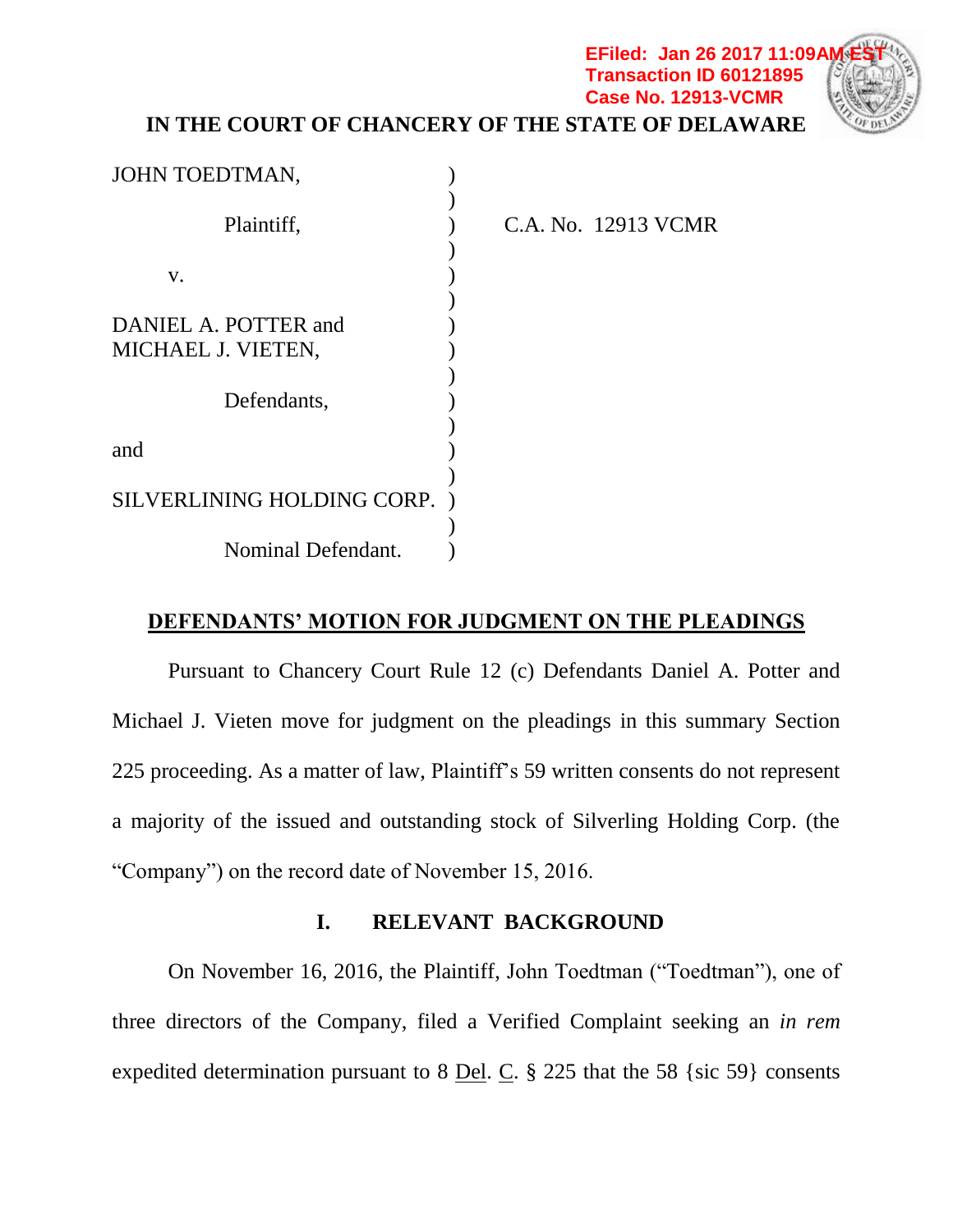EFiled: Jan 26 2017 11:09AM EST
Transaction ID 60121895
Case No. 12913-VCMR

**IN THE COURT OF CHANCERY OF THE STATE OF DELAWARE**

| | |
|---|---|
| JOHN TOEDTMAN, | ) |
| Plaintiff, | ) C.A. No. 12913 VCMR |
| v. | ) |
| DANIEL A. POTTER and MICHAEL J. VIETEN, | ) |
| Defendants, | ) |
| and | ) |
| SILVERLINING HOLDING CORP. | ) |
| Nominal Defendant. | ) |

**DEFENDANTS' MOTION FOR JUDGMENT ON THE PLEADINGS**

Pursuant to Chancery Court Rule 12 (c) Defendants Daniel A. Potter and Michael J. Vieten move for judgment on the pleadings in this summary Section 225 proceeding. As a matter of law, Plaintiff's 59 written consents do not represent a majority of the issued and outstanding stock of Silverling Holding Corp. (the "Company") on the record date of November 15, 2016.

## I. RELEVANT BACKGROUND

On November 16, 2016, the Plaintiff, John Toedtman ("Toedtman"), one of three directors of the Company, filed a Verified Complaint seeking an *in rem* expedited determination pursuant to 8 Del. C. § 225 that the 58 {sic 59} consents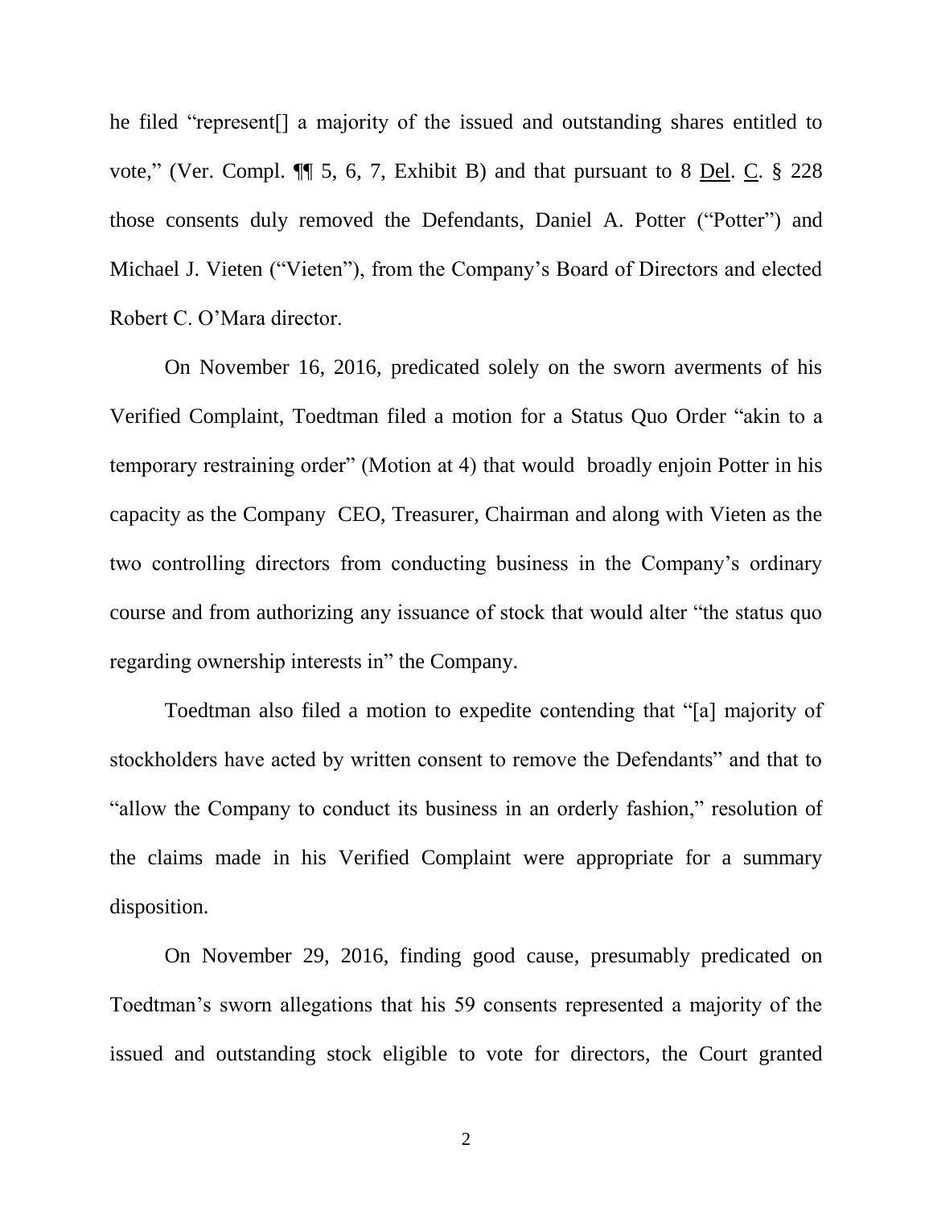he filed "represent[] a majority of the issued and outstanding shares entitled to vote," (Ver. Compl. ¶¶ 5, 6, 7, Exhibit B) and that pursuant to 8 Del. C. § 228 those consents duly removed the Defendants, Daniel A. Potter ("Potter") and Michael J. Vieten ("Vieten"), from the Company's Board of Directors and elected Robert C. O'Mara director.

On November 16, 2016, predicated solely on the sworn averments of his Verified Complaint, Toedtman filed a motion for a Status Quo Order "akin to a temporary restraining order" (Motion at 4) that would broadly enjoin Potter in his capacity as the Company CEO, Treasurer, Chairman and along with Vieten as the two controlling directors from conducting business in the Company's ordinary course and from authorizing any issuance of stock that would alter "the status quo regarding ownership interests in" the Company.

Toedtman also filed a motion to expedite contending that "[a] majority of stockholders have acted by written consent to remove the Defendants" and that to "allow the Company to conduct its business in an orderly fashion," resolution of the claims made in his Verified Complaint were appropriate for a summary disposition.

On November 29, 2016, finding good cause, presumably predicated on Toedtman's sworn allegations that his 59 consents represented a majority of the issued and outstanding stock eligible to vote for directors, the Court granted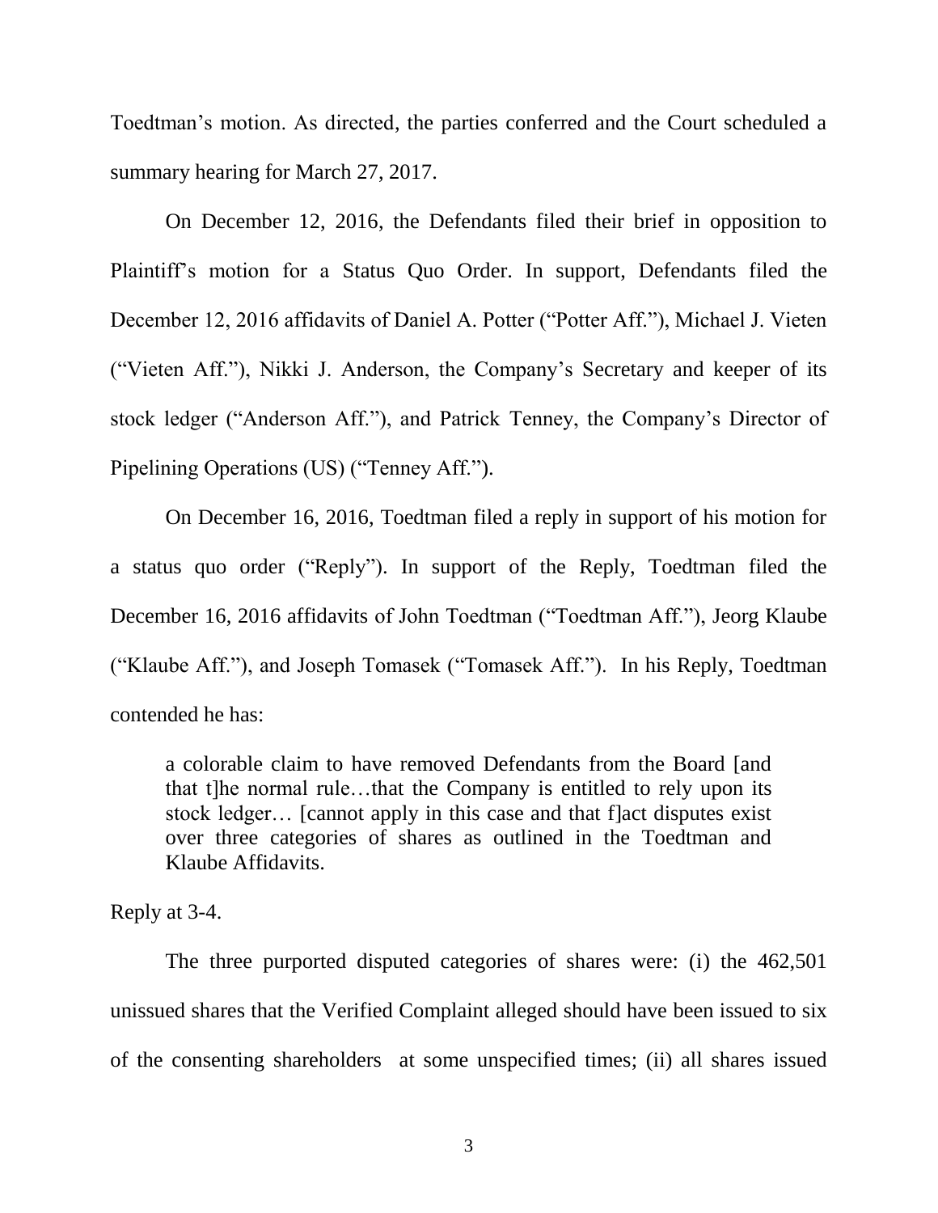Toedtman's motion. As directed, the parties conferred and the Court scheduled a summary hearing for March 27, 2017.

On December 12, 2016, the Defendants filed their brief in opposition to Plaintiff's motion for a Status Quo Order. In support, Defendants filed the December 12, 2016 affidavits of Daniel A. Potter ("Potter Aff."), Michael J. Vieten ("Vieten Aff."), Nikki J. Anderson, the Company's Secretary and keeper of its stock ledger ("Anderson Aff."), and Patrick Tenney, the Company's Director of Pipelining Operations (US) ("Tenney Aff.").

On December 16, 2016, Toedtman filed a reply in support of his motion for a status quo order ("Reply"). In support of the Reply, Toedtman filed the December 16, 2016 affidavits of John Toedtman ("Toedtman Aff."), Jeorg Klaube ("Klaube Aff."), and Joseph Tomasek ("Tomasek Aff."). In his Reply, Toedtman contended he has:

> a colorable claim to have removed Defendants from the Board [and that t]he normal rule…that the Company is entitled to rely upon its stock ledger… [cannot apply in this case and that f]act disputes exist over three categories of shares as outlined in the Toedtman and Klaube Affidavits.

Reply at 3-4.

The three purported disputed categories of shares were: (i) the 462,501 unissued shares that the Verified Complaint alleged should have been issued to six of the consenting shareholders at some unspecified times; (ii) all shares issued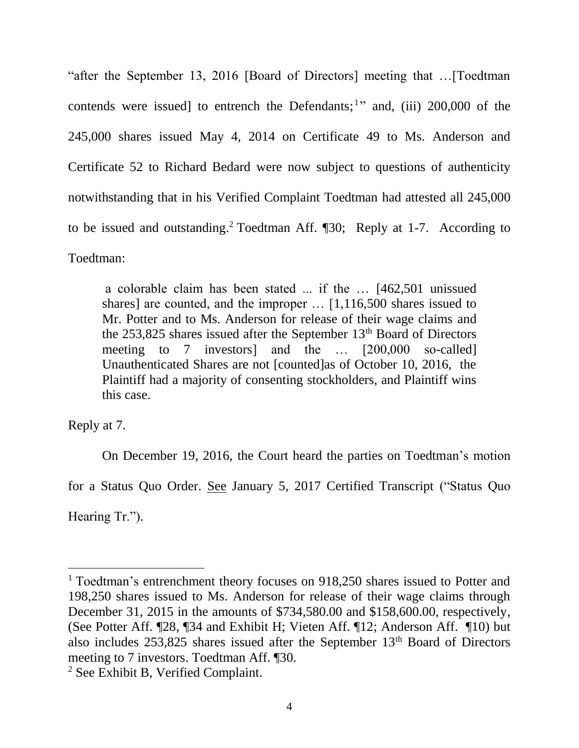"after the September 13, 2016 [Board of Directors] meeting that …[Toedtman contends were issued] to entrench the Defendants;[1]" and, (iii) 200,000 of the 245,000 shares issued May 4, 2014 on Certificate 49 to Ms. Anderson and Certificate 52 to Richard Bedard were now subject to questions of authenticity notwithstanding that in his Verified Complaint Toedtman had attested all 245,000 to be issued and outstanding.[2] Toedtman Aff. ¶30; Reply at 1-7. According to Toedtman:

> a colorable claim has been stated ... if the … [462,501 unissued shares] are counted, and the improper … [1,116,500 shares issued to Mr. Potter and to Ms. Anderson for release of their wage claims and the 253,825 shares issued after the September 13th Board of Directors meeting to 7 investors] and the … [200,000 so-called] Unauthenticated Shares are not [counted]as of October 10, 2016, the Plaintiff had a majority of consenting stockholders, and Plaintiff wins this case.

Reply at 7.

On December 19, 2016, the Court heard the parties on Toedtman's motion for a Status Quo Order. See January 5, 2017 Certified Transcript ("Status Quo Hearing Tr.").

---

[1] Toedtman's entrenchment theory focuses on 918,250 shares issued to Potter and 198,250 shares issued to Ms. Anderson for release of their wage claims through December 31, 2015 in the amounts of $734,580.00 and $158,600.00, respectively, (See Potter Aff. ¶28, ¶34 and Exhibit H; Vieten Aff. ¶12; Anderson Aff. ¶10) but also includes 253,825 shares issued after the September 13th Board of Directors meeting to 7 investors. Toedtman Aff. ¶30.

[2] See Exhibit B, Verified Complaint.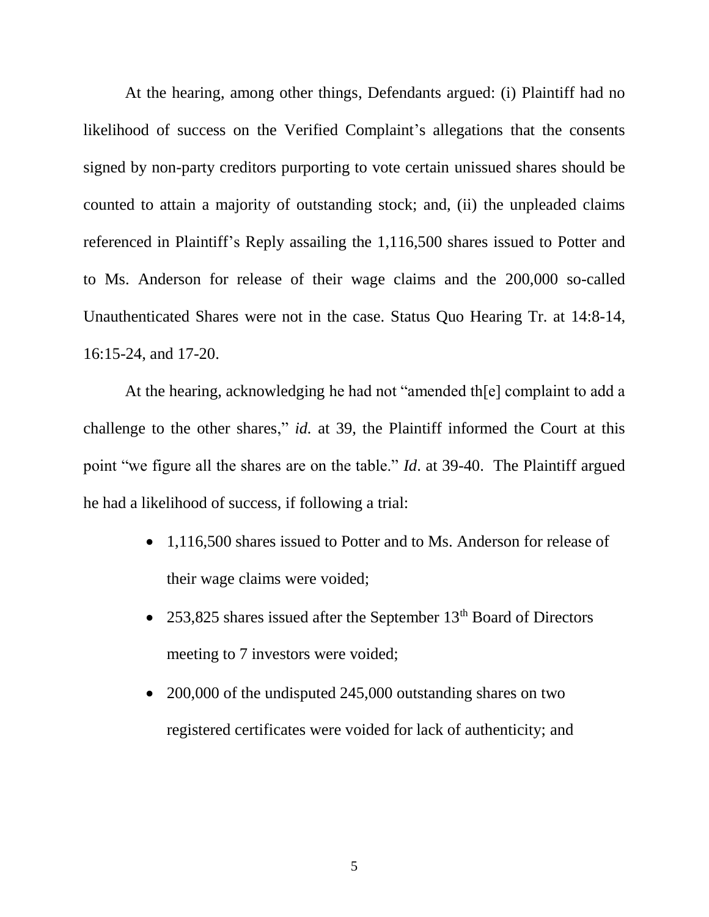At the hearing, among other things, Defendants argued: (i) Plaintiff had no likelihood of success on the Verified Complaint's allegations that the consents signed by non-party creditors purporting to vote certain unissued shares should be counted to attain a majority of outstanding stock; and, (ii) the unpleaded claims referenced in Plaintiff's Reply assailing the 1,116,500 shares issued to Potter and to Ms. Anderson for release of their wage claims and the 200,000 so-called Unauthenticated Shares were not in the case. Status Quo Hearing Tr. at 14:8-14, 16:15-24, and 17-20.

At the hearing, acknowledging he had not "amended th[e] complaint to add a challenge to the other shares," *id.* at 39, the Plaintiff informed the Court at this point "we figure all the shares are on the table." *Id*. at 39-40. The Plaintiff argued he had a likelihood of success, if following a trial:

- 1,116,500 shares issued to Potter and to Ms. Anderson for release of their wage claims were voided;
- 253,825 shares issued after the September 13th Board of Directors meeting to 7 investors were voided;
- 200,000 of the undisputed 245,000 outstanding shares on two registered certificates were voided for lack of authenticity; and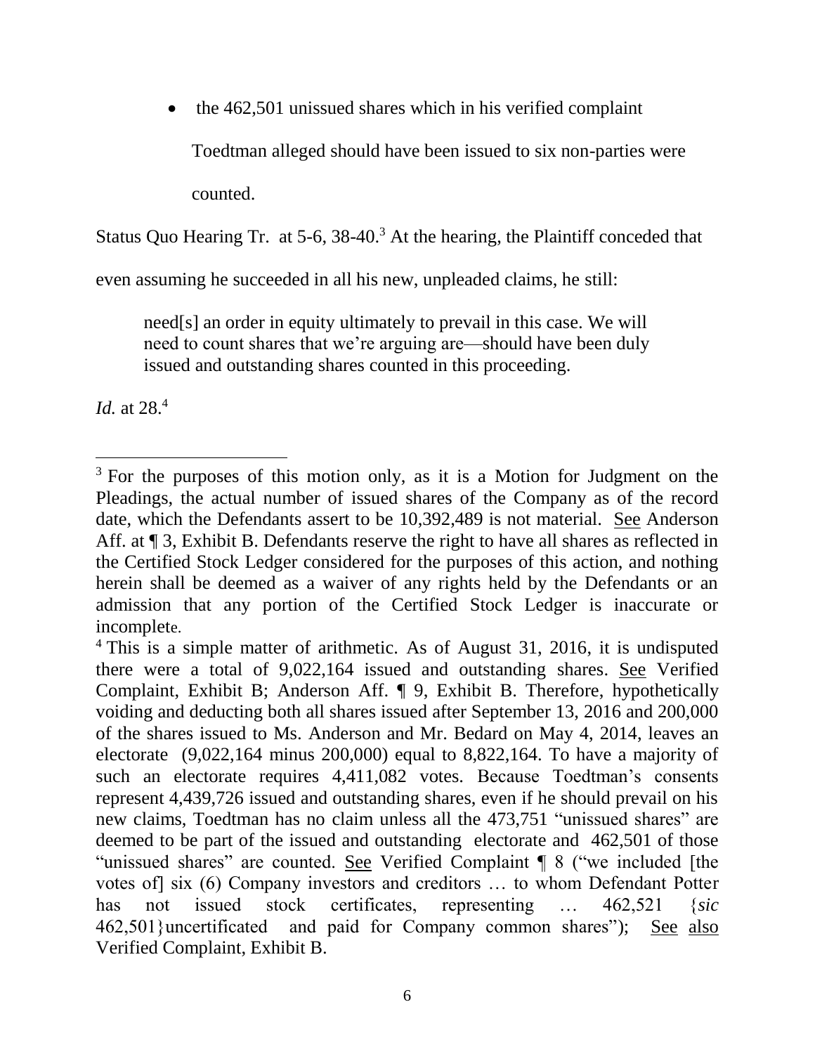- the 462,501 unissued shares which in his verified complaint Toedtman alleged should have been issued to six non-parties were counted.

Status Quo Hearing Tr. at 5-6, 38-40.[3] At the hearing, the Plaintiff conceded that even assuming he succeeded in all his new, unpleaded claims, he still:

> need[s] an order in equity ultimately to prevail in this case. We will need to count shares that we're arguing are—should have been duly issued and outstanding shares counted in this proceeding.

*Id.* at 28.[4]

---

[3] For the purposes of this motion only, as it is a Motion for Judgment on the Pleadings, the actual number of issued shares of the Company as of the record date, which the Defendants assert to be 10,392,489 is not material. See Anderson Aff. at ¶ 3, Exhibit B. Defendants reserve the right to have all shares as reflected in the Certified Stock Ledger considered for the purposes of this action, and nothing herein shall be deemed as a waiver of any rights held by the Defendants or an admission that any portion of the Certified Stock Ledger is inaccurate or incomplete.

[4] This is a simple matter of arithmetic. As of August 31, 2016, it is undisputed there were a total of 9,022,164 issued and outstanding shares. See Verified Complaint, Exhibit B; Anderson Aff. ¶ 9, Exhibit B. Therefore, hypothetically voiding and deducting both all shares issued after September 13, 2016 and 200,000 of the shares issued to Ms. Anderson and Mr. Bedard on May 4, 2014, leaves an electorate (9,022,164 minus 200,000) equal to 8,822,164. To have a majority of such an electorate requires 4,411,082 votes. Because Toedtman's consents represent 4,439,726 issued and outstanding shares, even if he should prevail on his new claims, Toedtman has no claim unless all the 473,751 "unissued shares" are deemed to be part of the issued and outstanding electorate and 462,501 of those "unissued shares" are counted. See Verified Complaint ¶ 8 ("we included [the votes of] six (6) Company investors and creditors … to whom Defendant Potter has not issued stock certificates, representing … 462,521 {*sic* 462,501}uncertificated and paid for Company common shares"); See also Verified Complaint, Exhibit B.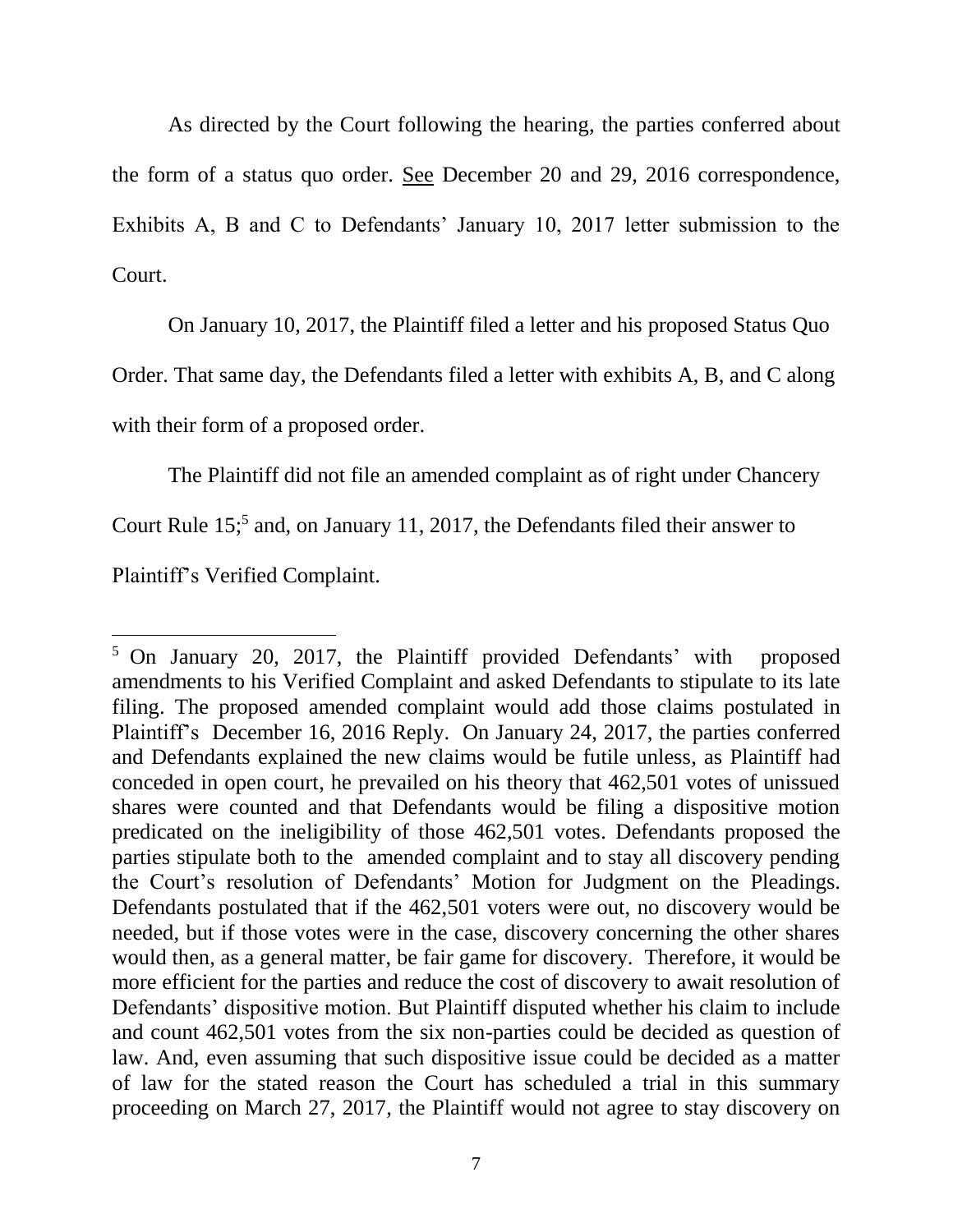As directed by the Court following the hearing, the parties conferred about the form of a status quo order. See December 20 and 29, 2016 correspondence, Exhibits A, B and C to Defendants' January 10, 2017 letter submission to the Court.

On January 10, 2017, the Plaintiff filed a letter and his proposed Status Quo Order. That same day, the Defendants filed a letter with exhibits A, B, and C along with their form of a proposed order.

The Plaintiff did not file an amended complaint as of right under Chancery Court Rule 15;[5] and, on January 11, 2017, the Defendants filed their answer to Plaintiff's Verified Complaint.

---

[5] On January 20, 2017, the Plaintiff provided Defendants' with proposed amendments to his Verified Complaint and asked Defendants to stipulate to its late filing. The proposed amended complaint would add those claims postulated in Plaintiff's December 16, 2016 Reply. On January 24, 2017, the parties conferred and Defendants explained the new claims would be futile unless, as Plaintiff had conceded in open court, he prevailed on his theory that 462,501 votes of unissued shares were counted and that Defendants would be filing a dispositive motion predicated on the ineligibility of those 462,501 votes. Defendants proposed the parties stipulate both to the amended complaint and to stay all discovery pending the Court's resolution of Defendants' Motion for Judgment on the Pleadings. Defendants postulated that if the 462,501 voters were out, no discovery would be needed, but if those votes were in the case, discovery concerning the other shares would then, as a general matter, be fair game for discovery. Therefore, it would be more efficient for the parties and reduce the cost of discovery to await resolution of Defendants' dispositive motion. But Plaintiff disputed whether his claim to include and count 462,501 votes from the six non-parties could be decided as question of law. And, even assuming that such dispositive issue could be decided as a matter of law for the stated reason the Court has scheduled a trial in this summary proceeding on March 27, 2017, the Plaintiff would not agree to stay discovery on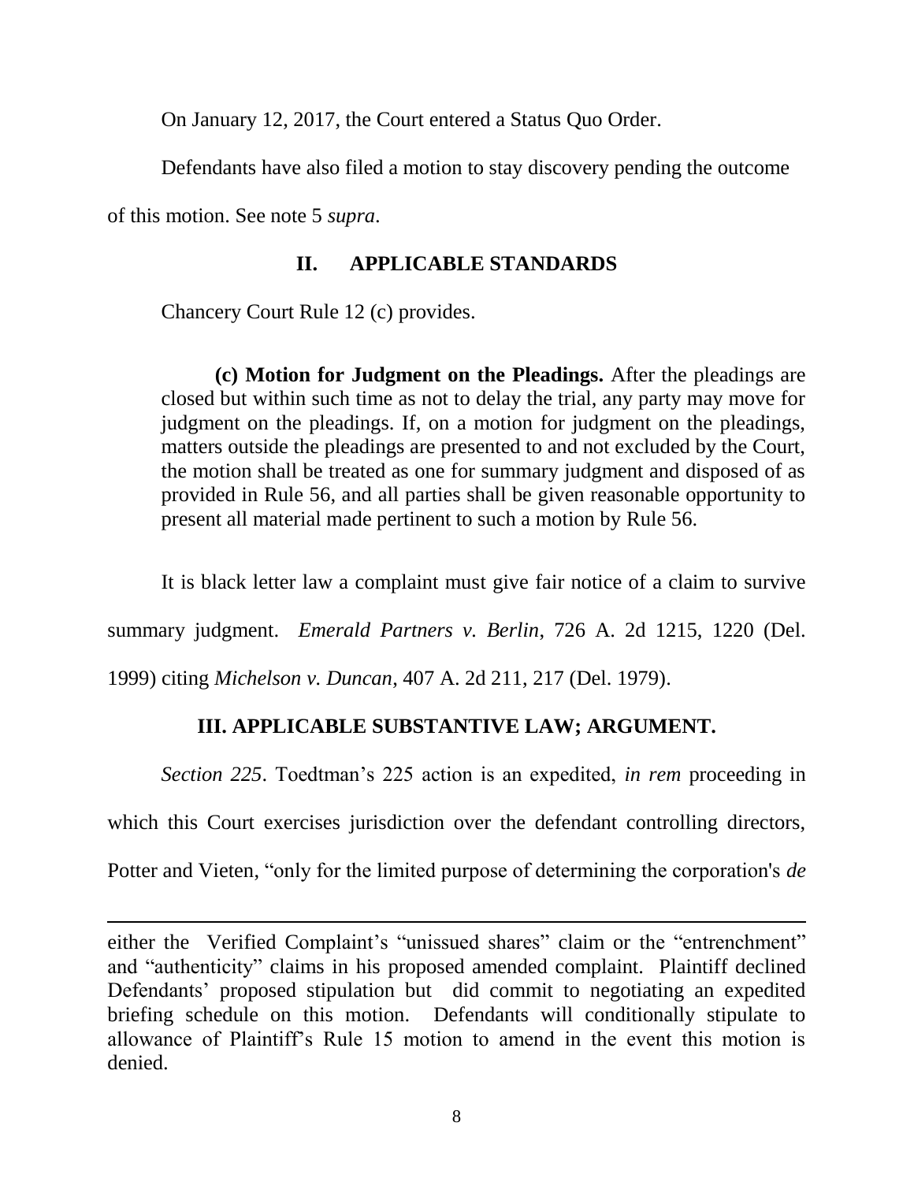On January 12, 2017, the Court entered a Status Quo Order.

Defendants have also filed a motion to stay discovery pending the outcome of this motion. See note 5 *supra*.

## II. APPLICABLE STANDARDS

Chancery Court Rule 12 (c) provides.

> **(c) Motion for Judgment on the Pleadings.** After the pleadings are closed but within such time as not to delay the trial, any party may move for judgment on the pleadings. If, on a motion for judgment on the pleadings, matters outside the pleadings are presented to and not excluded by the Court, the motion shall be treated as one for summary judgment and disposed of as provided in Rule 56, and all parties shall be given reasonable opportunity to present all material made pertinent to such a motion by Rule 56.

It is black letter law a complaint must give fair notice of a claim to survive summary judgment. *Emerald Partners v. Berlin*, 726 A. 2d 1215, 1220 (Del. 1999) citing *Michelson v. Duncan*, 407 A. 2d 211, 217 (Del. 1979).

## III. APPLICABLE SUBSTANTIVE LAW; ARGUMENT.

*Section 225*. Toedtman's 225 action is an expedited, *in rem* proceeding in which this Court exercises jurisdiction over the defendant controlling directors, Potter and Vieten, "only for the limited purpose of determining the corporation's *de*

---

either the Verified Complaint's "unissued shares" claim or the "entrenchment" and "authenticity" claims in his proposed amended complaint. Plaintiff declined Defendants' proposed stipulation but did commit to negotiating an expedited briefing schedule on this motion. Defendants will conditionally stipulate to allowance of Plaintiff's Rule 15 motion to amend in the event this motion is denied.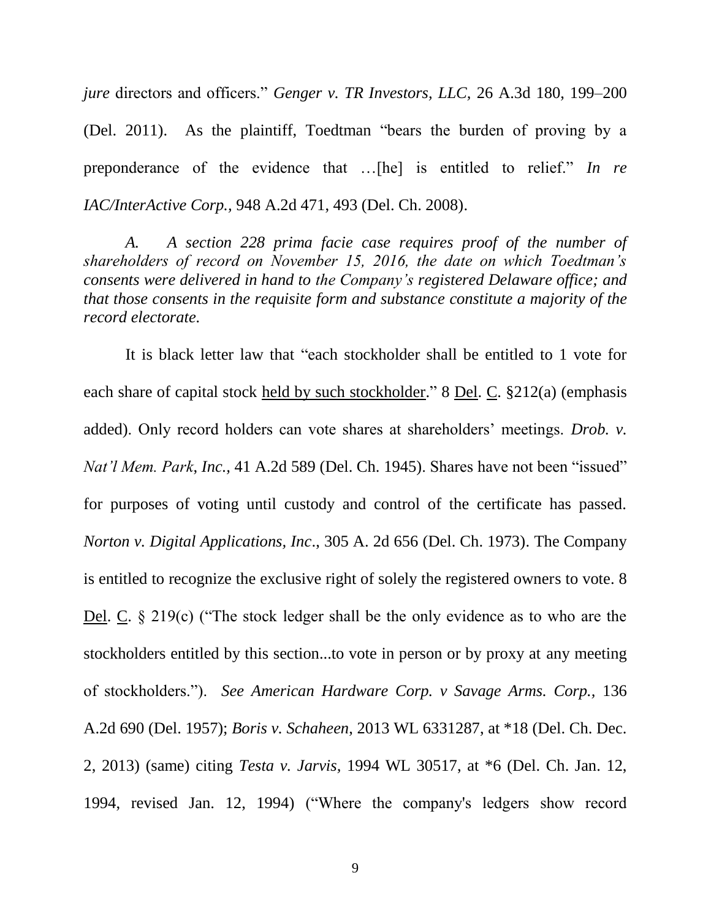*jure* directors and officers." *Genger v. TR Investors, LLC,* 26 A.3d 180, 199–200 (Del. 2011). As the plaintiff, Toedtman "bears the burden of proving by a preponderance of the evidence that …[he] is entitled to relief." *In re IAC/InterActive Corp.,* 948 A.2d 471, 493 (Del. Ch. 2008).

*A. A section 228 prima facie case requires proof of the number of shareholders of record on November 15, 2016, the date on which Toedtman's consents were delivered in hand to the Company's registered Delaware office; and that those consents in the requisite form and substance constitute a majority of the record electorate.*

It is black letter law that "each stockholder shall be entitled to 1 vote for each share of capital stock <u>held by such stockholder</u>." 8 <u>Del</u>. <u>C</u>. §212(a) (emphasis added). Only record holders can vote shares at shareholders' meetings. *Drob. v. Nat'l Mem. Park, Inc.,* 41 A.2d 589 (Del. Ch. 1945). Shares have not been "issued" for purposes of voting until custody and control of the certificate has passed. *Norton v. Digital Applications, Inc*., 305 A. 2d 656 (Del. Ch. 1973). The Company is entitled to recognize the exclusive right of solely the registered owners to vote. 8 <u>Del</u>. <u>C</u>. § 219(c) ("The stock ledger shall be the only evidence as to who are the stockholders entitled by this section...to vote in person or by proxy at any meeting of stockholders."). *See American Hardware Corp. v Savage Arms. Corp.,* 136 A.2d 690 (Del. 1957); *Boris v. Schaheen,* 2013 WL 6331287, at *18 (Del. Ch. Dec. 2, 2013) (same) citing *Testa v. Jarvis,* 1994 WL 30517, at *6 (Del. Ch. Jan. 12, 1994, revised Jan. 12, 1994) ("Where the company's ledgers show record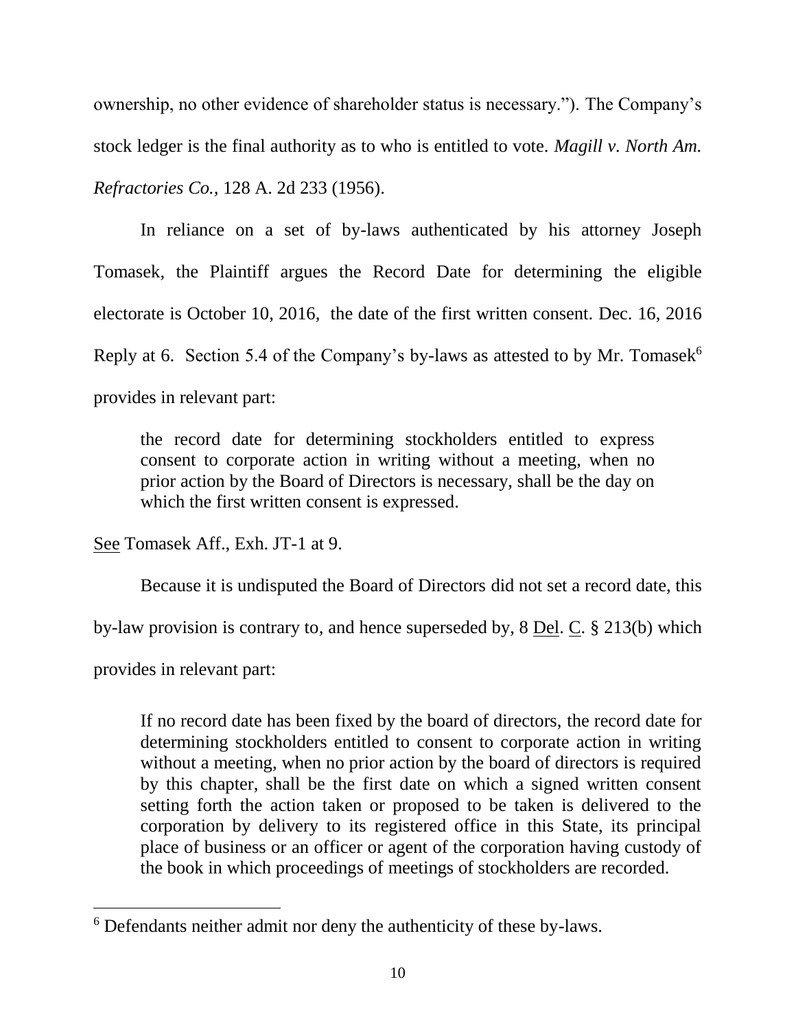ownership, no other evidence of shareholder status is necessary."). The Company's stock ledger is the final authority as to who is entitled to vote. *Magill v. North Am. Refractories Co.,* 128 A. 2d 233 (1956).

In reliance on a set of by-laws authenticated by his attorney Joseph Tomasek, the Plaintiff argues the Record Date for determining the eligible electorate is October 10, 2016, the date of the first written consent. Dec. 16, 2016 Reply at 6. Section 5.4 of the Company's by-laws as attested to by Mr. Tomasek[6] provides in relevant part:

> the record date for determining stockholders entitled to express consent to corporate action in writing without a meeting, when no prior action by the Board of Directors is necessary, shall be the day on which the first written consent is expressed.

See Tomasek Aff., Exh. JT-1 at 9.

Because it is undisputed the Board of Directors did not set a record date, this by-law provision is contrary to, and hence superseded by, 8 Del. C. § 213(b) which provides in relevant part:

> If no record date has been fixed by the board of directors, the record date for determining stockholders entitled to consent to corporate action in writing without a meeting, when no prior action by the board of directors is required by this chapter, shall be the first date on which a signed written consent setting forth the action taken or proposed to be taken is delivered to the corporation by delivery to its registered office in this State, its principal place of business or an officer or agent of the corporation having custody of the book in which proceedings of meetings of stockholders are recorded.

---

[6] Defendants neither admit nor deny the authenticity of these by-laws.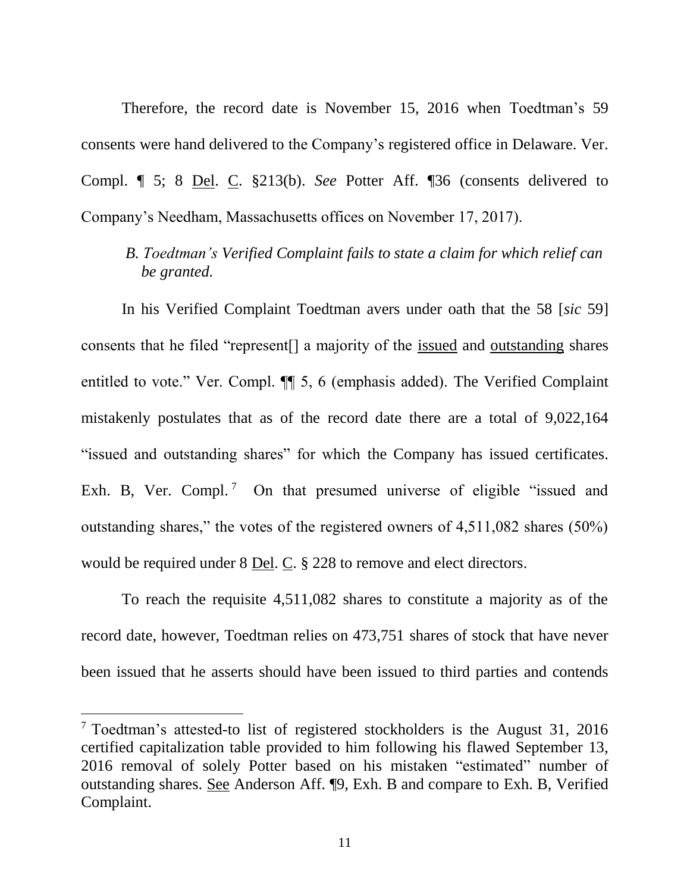Therefore, the record date is November 15, 2016 when Toedtman's 59 consents were hand delivered to the Company's registered office in Delaware. Ver. Compl. ¶ 5; 8 Del. C. §213(b). *See* Potter Aff. ¶36 (consents delivered to Company's Needham, Massachusetts offices on November 17, 2017).

*B. Toedtman's Verified Complaint fails to state a claim for which relief can be granted.*

In his Verified Complaint Toedtman avers under oath that the 58 [*sic* 59] consents that he filed "represent[] a majority of the issued and outstanding shares entitled to vote." Ver. Compl. ¶¶ 5, 6 (emphasis added). The Verified Complaint mistakenly postulates that as of the record date there are a total of 9,022,164 "issued and outstanding shares" for which the Company has issued certificates. Exh. B, Ver. Compl.[7] On that presumed universe of eligible "issued and outstanding shares," the votes of the registered owners of 4,511,082 shares (50%) would be required under 8 Del. C. § 228 to remove and elect directors.

To reach the requisite 4,511,082 shares to constitute a majority as of the record date, however, Toedtman relies on 473,751 shares of stock that have never been issued that he asserts should have been issued to third parties and contends

[7] Toedtman's attested-to list of registered stockholders is the August 31, 2016 certified capitalization table provided to him following his flawed September 13, 2016 removal of solely Potter based on his mistaken "estimated" number of outstanding shares. See Anderson Aff. ¶9, Exh. B and compare to Exh. B, Verified Complaint.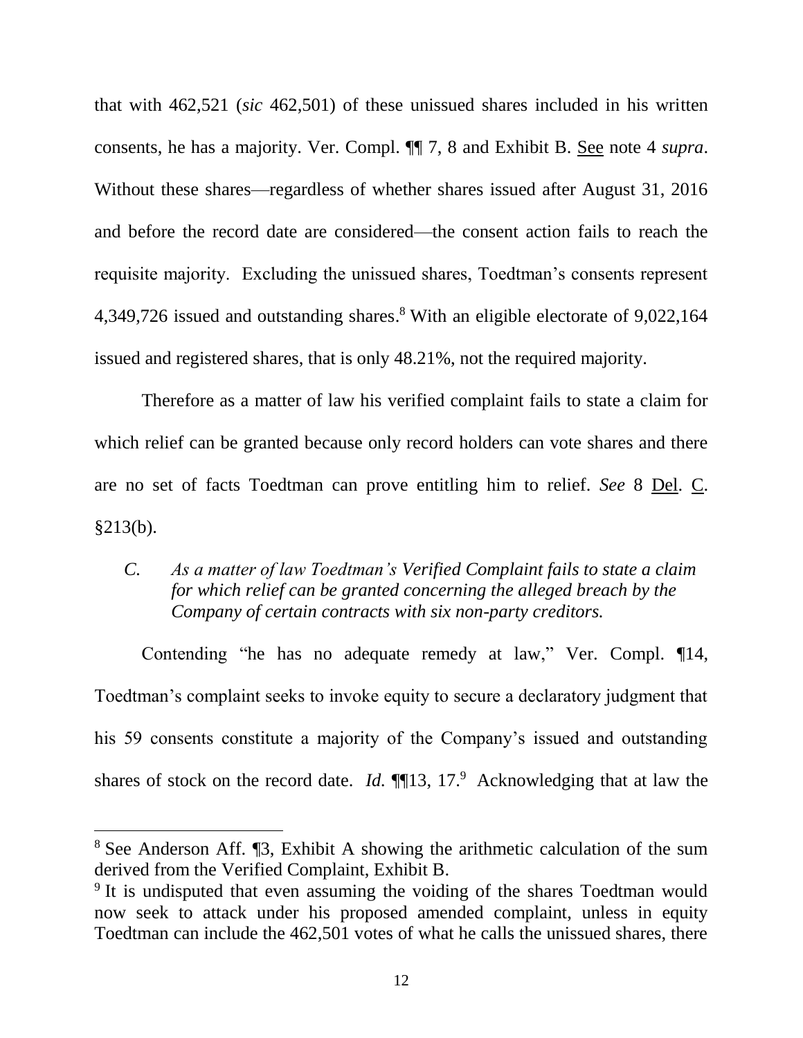that with 462,521 (*sic* 462,501) of these unissued shares included in his written consents, he has a majority. Ver. Compl. ¶¶ 7, 8 and Exhibit B. See note 4 *supra*. Without these shares—regardless of whether shares issued after August 31, 2016 and before the record date are considered—the consent action fails to reach the requisite majority. Excluding the unissued shares, Toedtman's consents represent 4,349,726 issued and outstanding shares.[8] With an eligible electorate of 9,022,164 issued and registered shares, that is only 48.21%, not the required majority.

Therefore as a matter of law his verified complaint fails to state a claim for which relief can be granted because only record holders can vote shares and there are no set of facts Toedtman can prove entitling him to relief. *See* 8 Del. C. §213(b).

*C. As a matter of law Toedtman's Verified Complaint fails to state a claim for which relief can be granted concerning the alleged breach by the Company of certain contracts with six non-party creditors.*

Contending "he has no adequate remedy at law," Ver. Compl. ¶14, Toedtman's complaint seeks to invoke equity to secure a declaratory judgment that his 59 consents constitute a majority of the Company's issued and outstanding shares of stock on the record date. *Id.* ¶¶13, 17.[9] Acknowledging that at law the

---

[8] See Anderson Aff. ¶3, Exhibit A showing the arithmetic calculation of the sum derived from the Verified Complaint, Exhibit B.

[9] It is undisputed that even assuming the voiding of the shares Toedtman would now seek to attack under his proposed amended complaint, unless in equity Toedtman can include the 462,501 votes of what he calls the unissued shares, there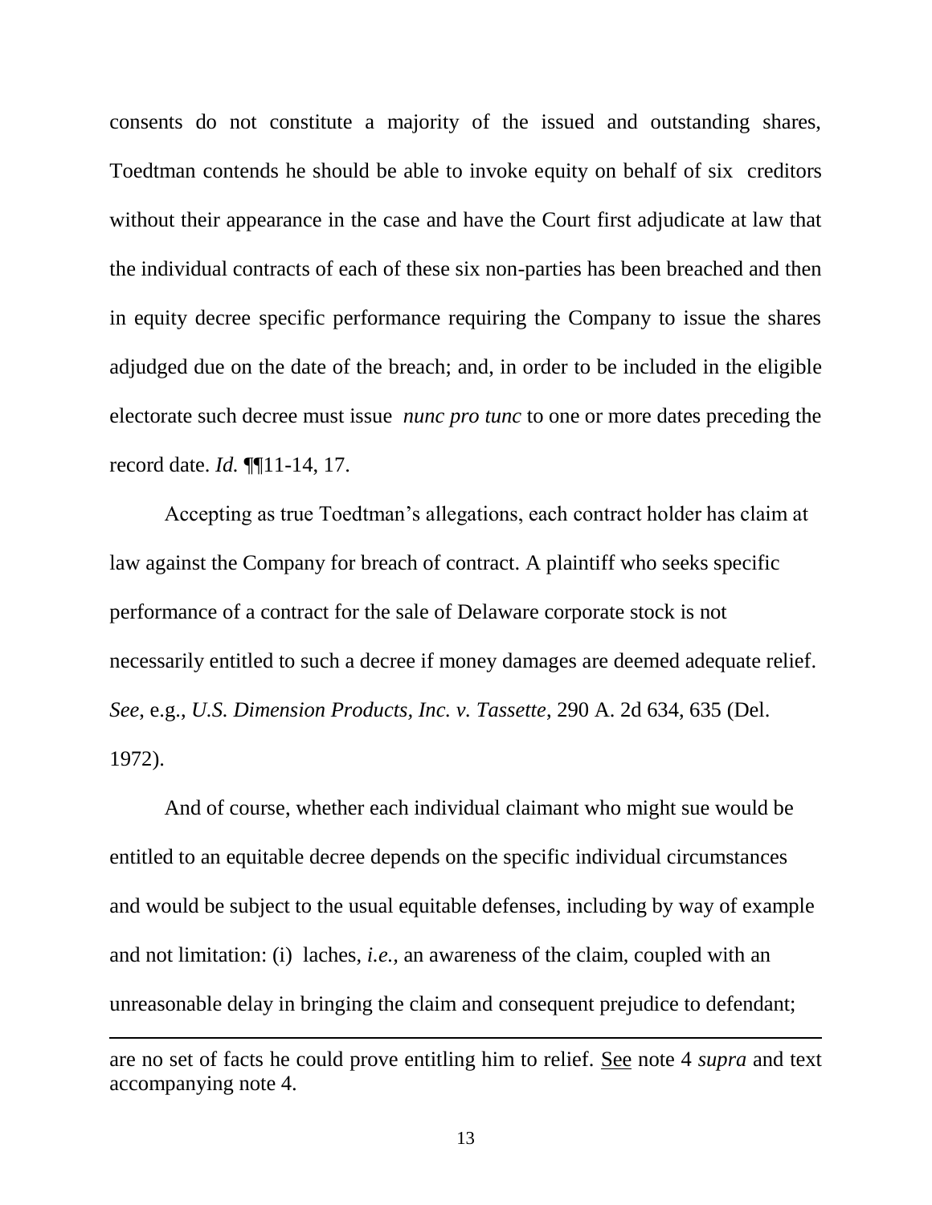consents do not constitute a majority of the issued and outstanding shares, Toedtman contends he should be able to invoke equity on behalf of six creditors without their appearance in the case and have the Court first adjudicate at law that the individual contracts of each of these six non-parties has been breached and then in equity decree specific performance requiring the Company to issue the shares adjudged due on the date of the breach; and, in order to be included in the eligible electorate such decree must issue *nunc pro tunc* to one or more dates preceding the record date. *Id.* ¶¶11-14, 17.

Accepting as true Toedtman's allegations, each contract holder has claim at law against the Company for breach of contract. A plaintiff who seeks specific performance of a contract for the sale of Delaware corporate stock is not necessarily entitled to such a decree if money damages are deemed adequate relief. *See*, e.g., *U.S. Dimension Products, Inc. v. Tassette*, 290 A. 2d 634, 635 (Del. 1972).

And of course, whether each individual claimant who might sue would be entitled to an equitable decree depends on the specific individual circumstances and would be subject to the usual equitable defenses, including by way of example and not limitation: (i) laches, *i.e.*, an awareness of the claim, coupled with an unreasonable delay in bringing the claim and consequent prejudice to defendant;

---

are no set of facts he could prove entitling him to relief. See note 4 *supra* and text accompanying note 4.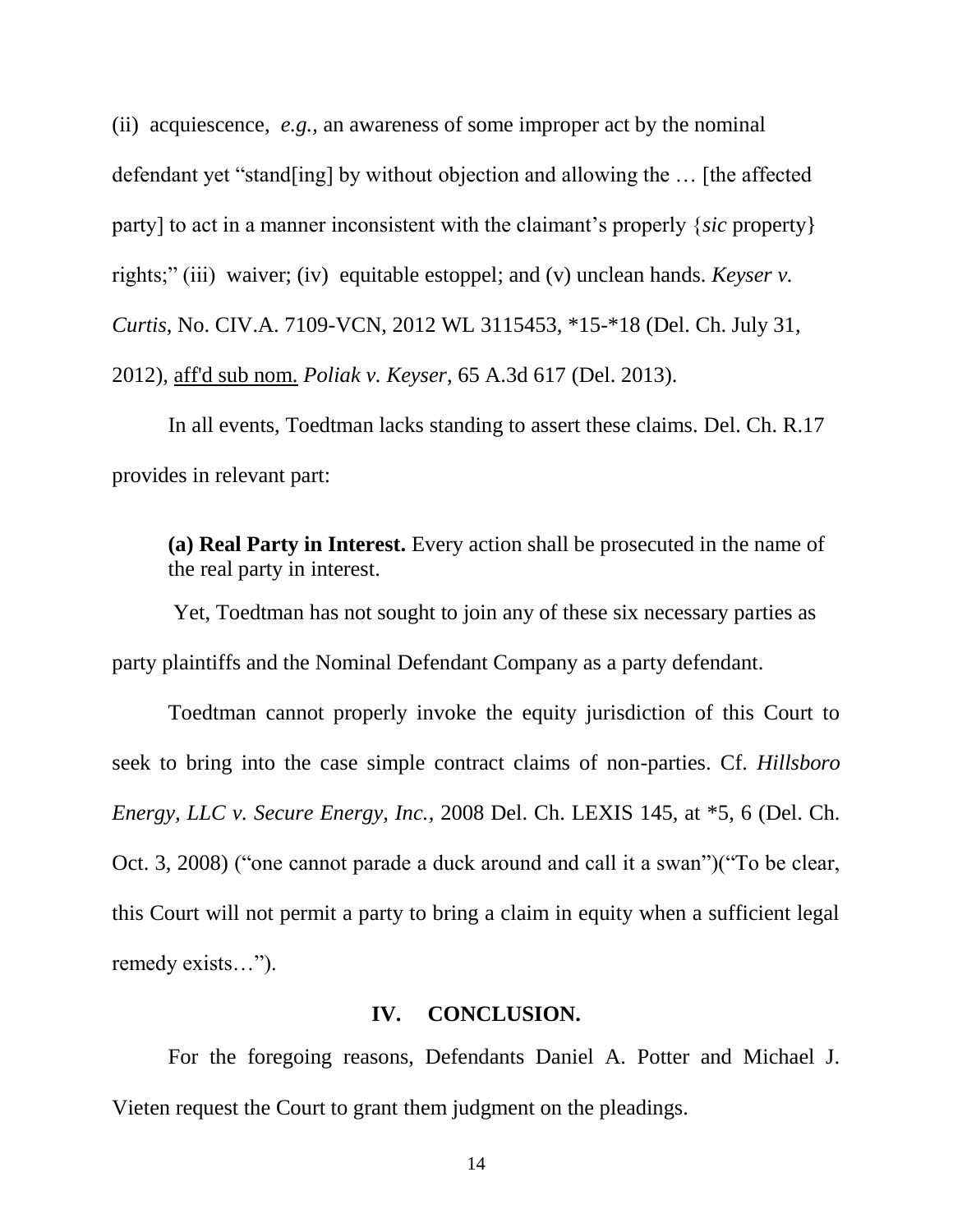(ii) acquiescence, *e.g.,* an awareness of some improper act by the nominal defendant yet "stand[ing] by without objection and allowing the … [the affected party] to act in a manner inconsistent with the claimant's properly {*sic* property} rights;" (iii) waiver; (iv) equitable estoppel; and (v) unclean hands. *Keyser v. Curtis*, No. CIV.A. 7109-VCN, 2012 WL 3115453, *15-*18 (Del. Ch. July 31, 2012), aff'd sub nom. *Poliak v. Keyser*, 65 A.3d 617 (Del. 2013).

In all events, Toedtman lacks standing to assert these claims. Del. Ch. R.17 provides in relevant part:

> **(a) Real Party in Interest.** Every action shall be prosecuted in the name of the real party in interest.

Yet, Toedtman has not sought to join any of these six necessary parties as party plaintiffs and the Nominal Defendant Company as a party defendant.

Toedtman cannot properly invoke the equity jurisdiction of this Court to seek to bring into the case simple contract claims of non-parties. Cf. *Hillsboro Energy, LLC v. Secure Energy, Inc.*, 2008 Del. Ch. LEXIS 145, at *5, 6 (Del. Ch. Oct. 3, 2008) ("one cannot parade a duck around and call it a swan")("To be clear, this Court will not permit a party to bring a claim in equity when a sufficient legal remedy exists…").

## IV. CONCLUSION.

For the foregoing reasons, Defendants Daniel A. Potter and Michael J. Vieten request the Court to grant them judgment on the pleadings.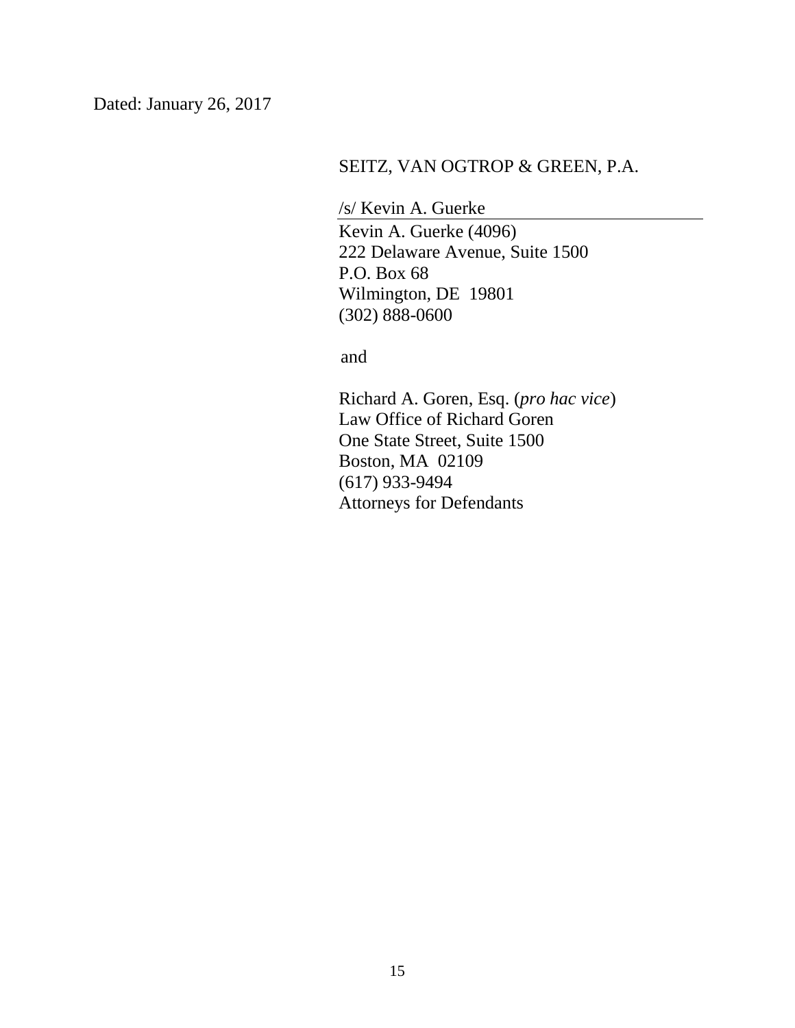Dated: January 26, 2017

SEITZ, VAN OGTROP & GREEN, P.A.

/s/ Kevin A. Guerke

Kevin A. Guerke (4096)
222 Delaware Avenue, Suite 1500
P.O. Box 68
Wilmington, DE 19801
(302) 888-0600

and

Richard A. Goren, Esq. (*pro hac vice*)
Law Office of Richard Goren
One State Street, Suite 1500
Boston, MA 02109
(617) 933-9494
Attorneys for Defendants